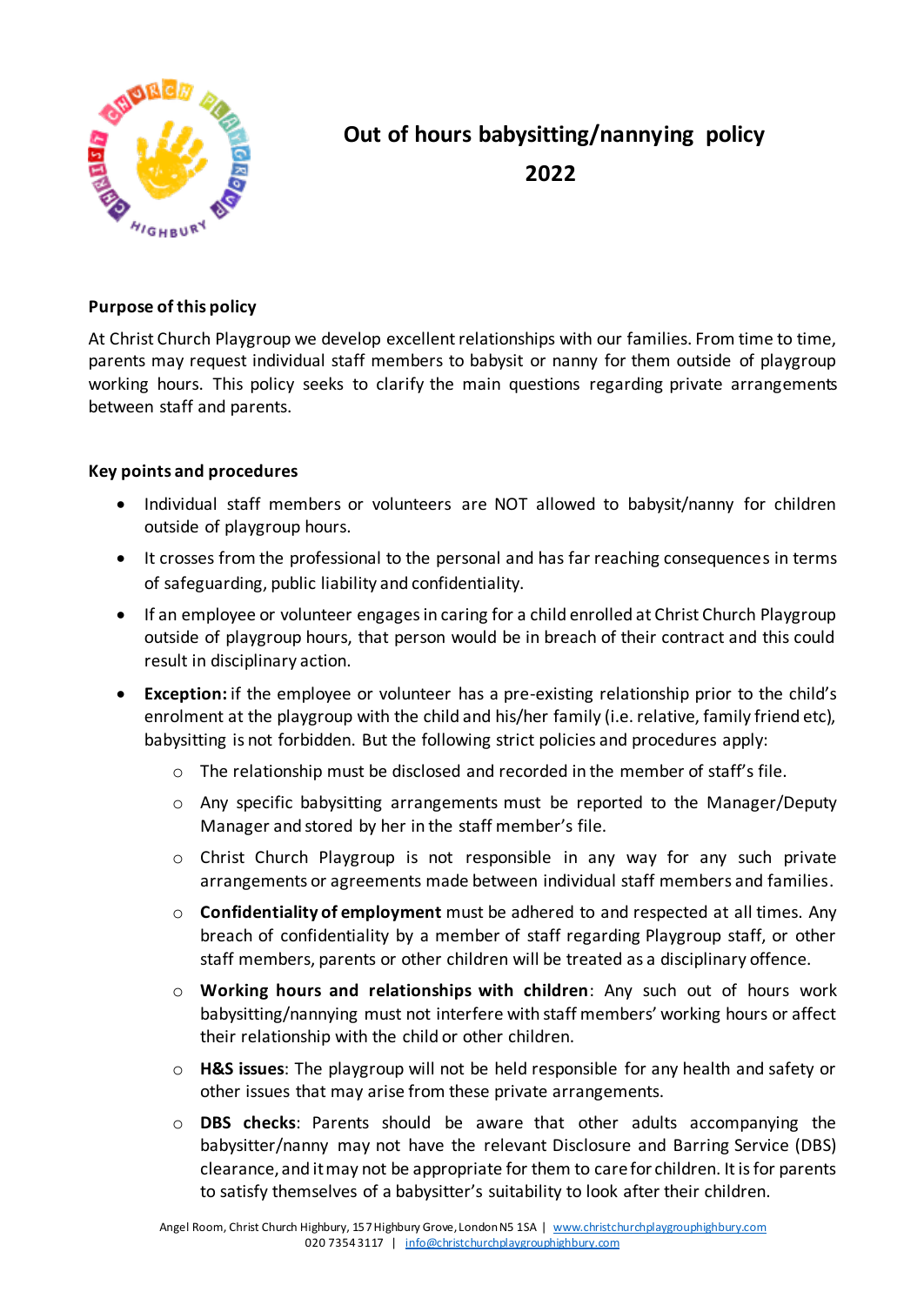# Out of hours babysitting/nannying policy 2022

## Purpose of this policy

At Christ Church Playgroup we develop excellent relationships with our families. From time to time, parents may request individual staff members to babysit or nanny for them outside of playgroup working hours. This policy seeks to clarify the main questions regarding private arrangements between staff and parents.

## Key points and procedures

- Individual staff members or volunteers are NOT allowed to babysit/nanny for children outside of playgroup hours.
- It crosses from the professional to the personal and has far reaching consequences in terms of safeguarding, public liability and confidentiality.
- If an employee or volunteer engages in caring for a child enrolled at Christ Church Playgroup outside of playgroup hours, that person would be in breach of their contract and this could result in disciplinary action.
- **Exception:** if the employee or volunteer has a pre-existing relationship prior to the child's enrolment at the playgroup with the child and his/her family (i.e. relative, family friend etc), babysitting is not forbidden. But the following strict policies and procedures apply:
    - The relationship must be disclosed and recorded in the member of staff's file.
    - Any specific babysitting arrangements must be reported to the Manager/Deputy Manager and stored by her in the staff member's file.
    - Christ Church Playgroup is not responsible in any way for any such private arrangements or agreements made between individual staff members and families.
    - **Confidentiality of employment** must be adhered to and respected at all times. Any breach of confidentiality by a member of staff regarding Playgroup staff, or other staff members, parents or other children will be treated as a disciplinary offence.
    - **Working hours and relationships with children**: Any such out of hours work babysitting/nannying must not interfere with staff members' working hours or affect their relationship with the child or other children.
    - **H&S issues**: The playgroup will not be held responsible for any health and safety or other issues that may arise from these private arrangements.
    - **DBS checks**: Parents should be aware that other adults accompanying the babysitter/nanny may not have the relevant Disclosure and Barring Service (DBS) clearance, and it may not be appropriate for them to care for children. It is for parents to satisfy themselves of a babysitter's suitability to look after their children.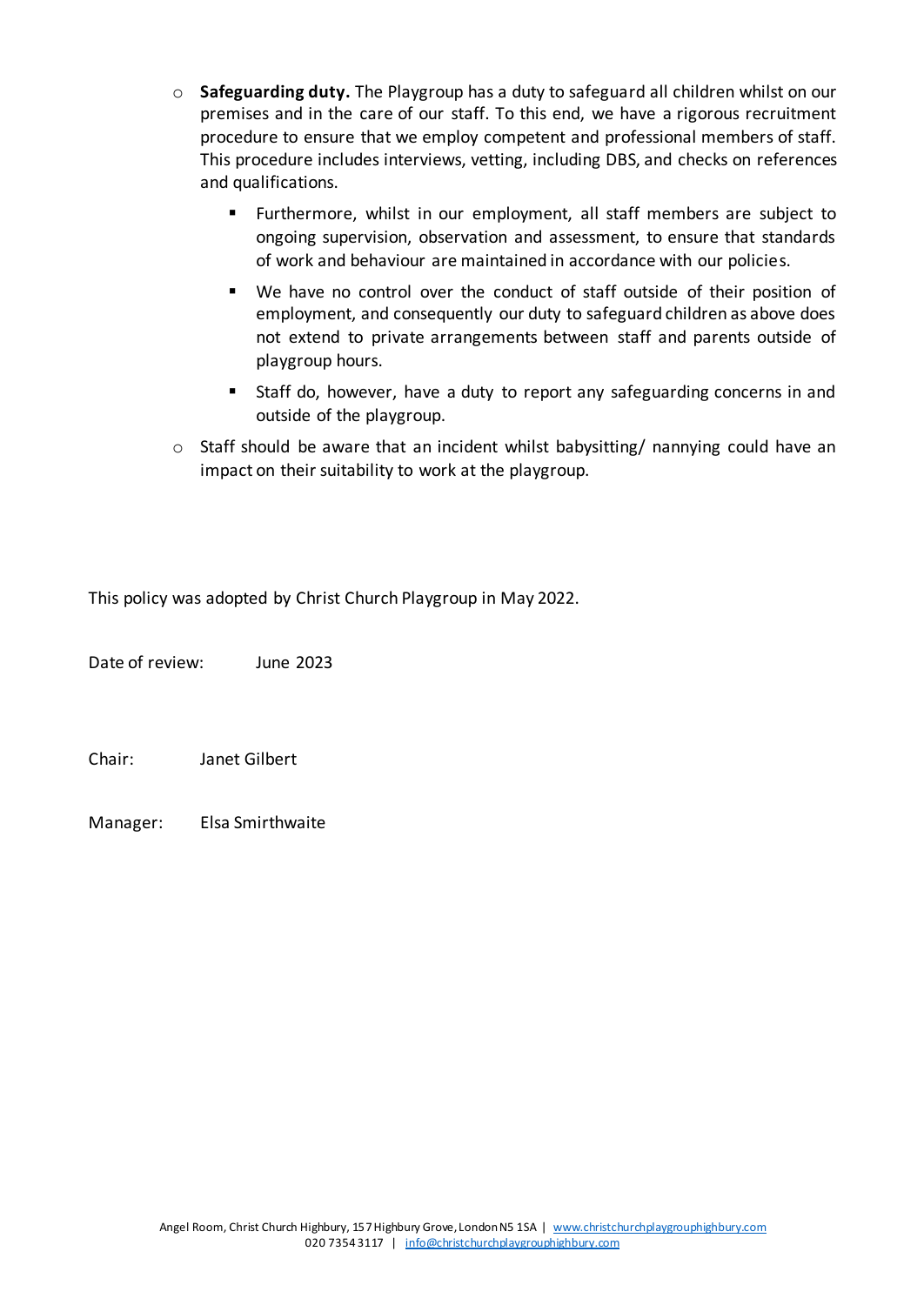- **Safeguarding duty.** The Playgroup has a duty to safeguard all children whilst on our premises and in the care of our staff. To this end, we have a rigorous recruitment procedure to ensure that we employ competent and professional members of staff. This procedure includes interviews, vetting, including DBS, and checks on references and qualifications.
  - Furthermore, whilst in our employment, all staff members are subject to ongoing supervision, observation and assessment, to ensure that standards of work and behaviour are maintained in accordance with our policies.
  - We have no control over the conduct of staff outside of their position of employment, and consequently our duty to safeguard children as above does not extend to private arrangements between staff and parents outside of playgroup hours.
  - Staff do, however, have a duty to report any safeguarding concerns in and outside of the playgroup.
- Staff should be aware that an incident whilst babysitting/ nannying could have an impact on their suitability to work at the playgroup.

This policy was adopted by Christ Church Playgroup in May 2022.

Date of review: June 2023

Chair: Janet Gilbert

Manager: Elsa Smirthwaite